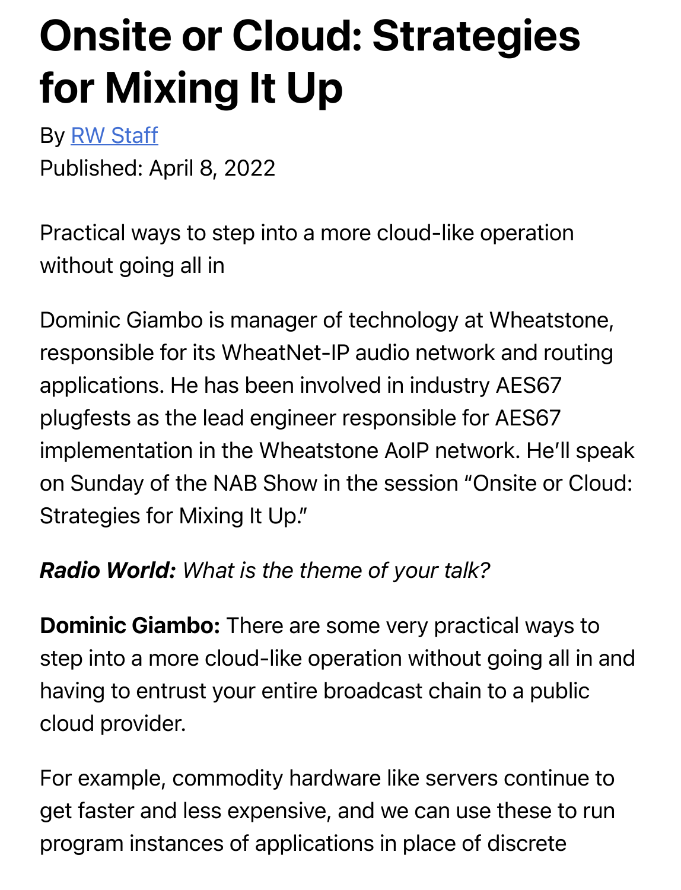# Onsite or Cloud: Strategies for Mixing It Up

By RW Staff

Published: April 8, 2022

Practical ways to step into a more cloud-like operation without going all in

Dominic Giambo is manager of technology at Wheatstone, responsible for its WheatNet-IP audio network and routing applications. He has been involved in industry AES67 plugfests as the lead engineer responsible for AES67 implementation in the Wheatstone AoIP network. He'll speak on Sunday of the NAB Show in the session "Onsite or Cloud: Strategies for Mixing It Up."

***Radio World:*** *What is the theme of your talk?*

**Dominic Giambo:** There are some very practical ways to step into a more cloud-like operation without going all in and having to entrust your entire broadcast chain to a public cloud provider.

For example, commodity hardware like servers continue to get faster and less expensive, and we can use these to run program instances of applications in place of discrete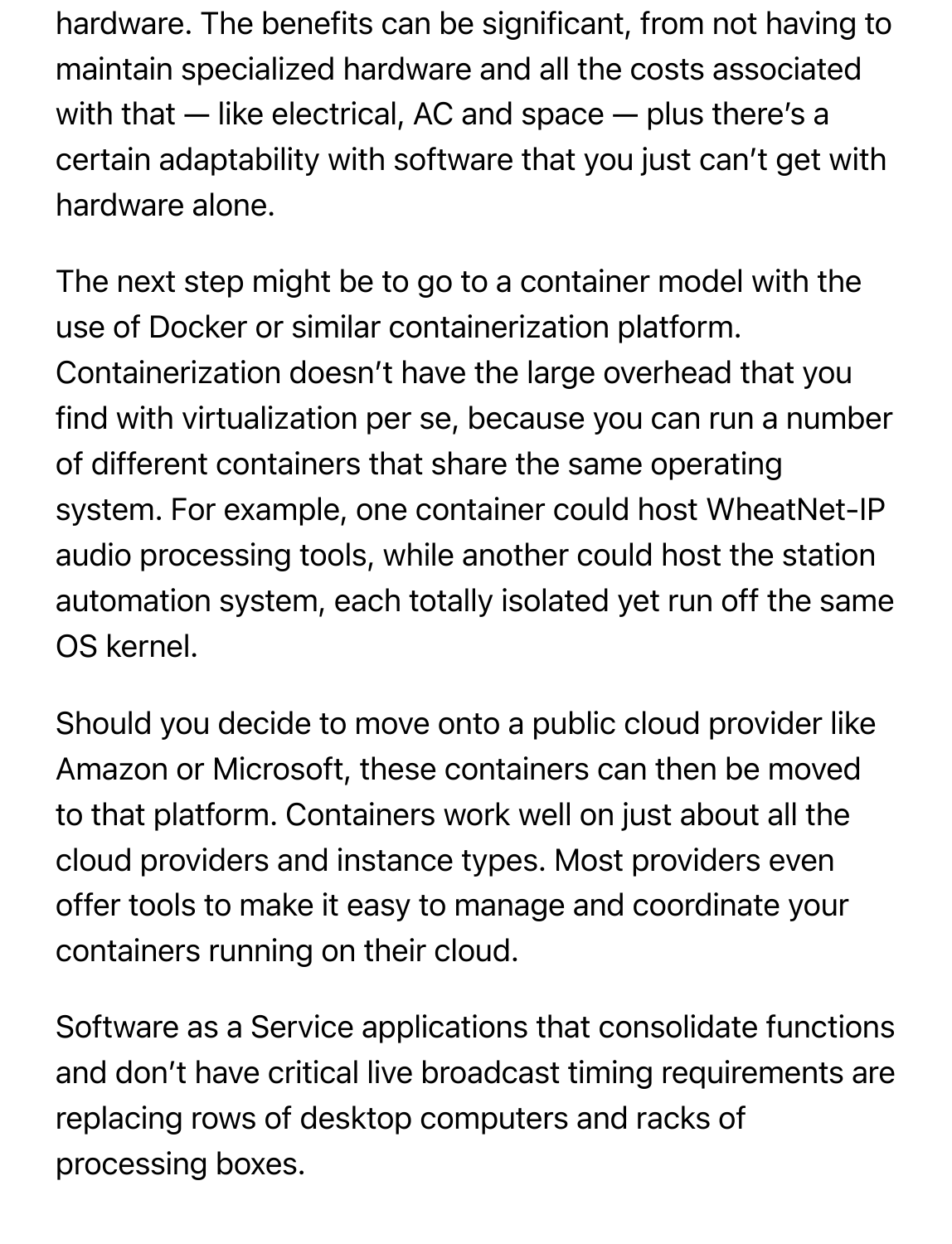hardware. The benefits can be significant, from not having to maintain specialized hardware and all the costs associated with that — like electrical, AC and space — plus there's a certain adaptability with software that you just can't get with hardware alone.

The next step might be to go to a container model with the use of Docker or similar containerization platform. Containerization doesn't have the large overhead that you find with virtualization per se, because you can run a number of different containers that share the same operating system. For example, one container could host WheatNet-IP audio processing tools, while another could host the station automation system, each totally isolated yet run off the same OS kernel.

Should you decide to move onto a public cloud provider like Amazon or Microsoft, these containers can then be moved to that platform. Containers work well on just about all the cloud providers and instance types. Most providers even offer tools to make it easy to manage and coordinate your containers running on their cloud.

Software as a Service applications that consolidate functions and don't have critical live broadcast timing requirements are replacing rows of desktop computers and racks of processing boxes.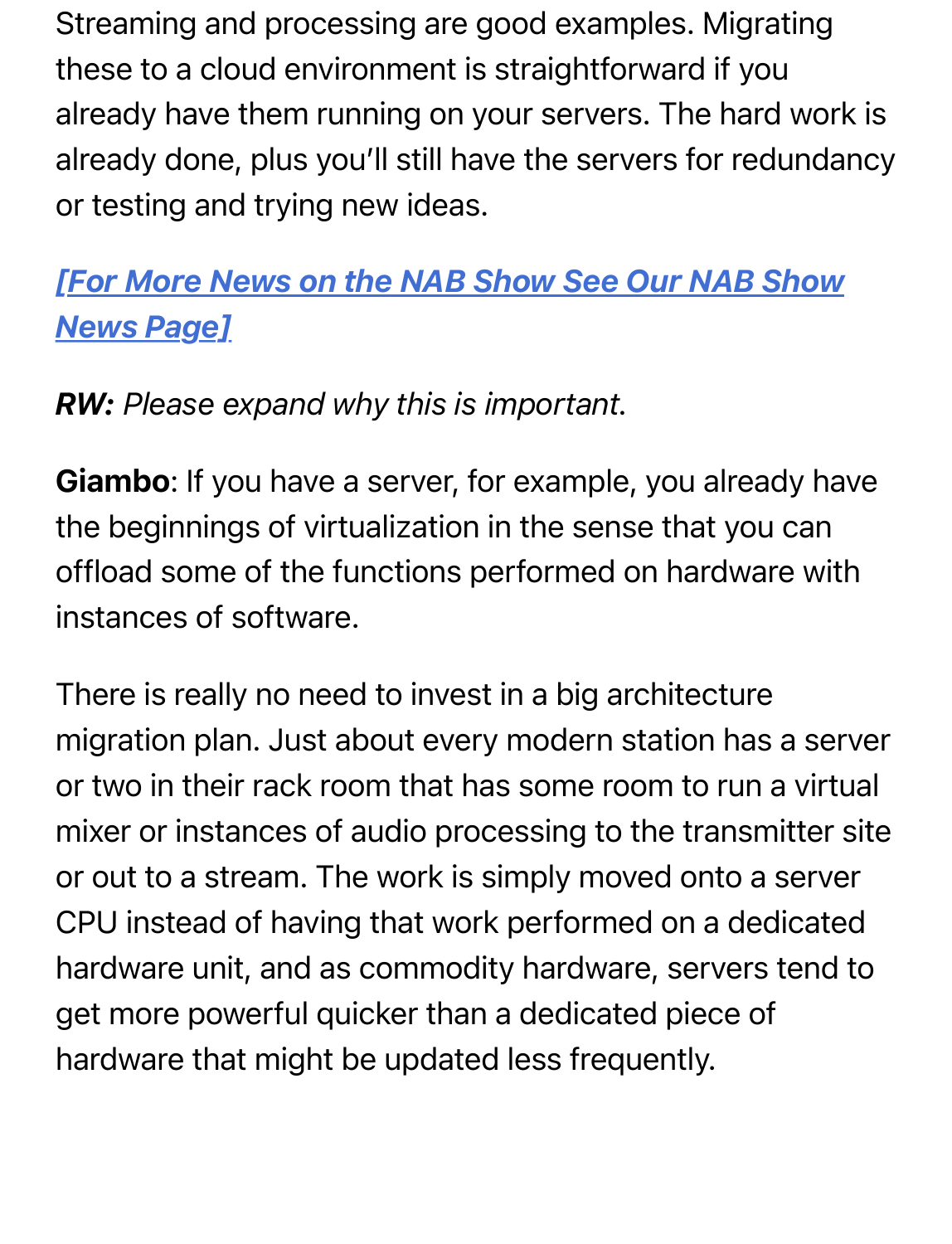Streaming and processing are good examples. Migrating these to a cloud environment is straightforward if you already have them running on your servers. The hard work is already done, plus you'll still have the servers for redundancy or testing and trying new ideas.

*[For More News on the NAB Show See Our NAB Show News Page]*

***RW:*** *Please expand why this is important.*

**Giambo**: If you have a server, for example, you already have the beginnings of virtualization in the sense that you can offload some of the functions performed on hardware with instances of software.

There is really no need to invest in a big architecture migration plan. Just about every modern station has a server or two in their rack room that has some room to run a virtual mixer or instances of audio processing to the transmitter site or out to a stream. The work is simply moved onto a server CPU instead of having that work performed on a dedicated hardware unit, and as commodity hardware, servers tend to get more powerful quicker than a dedicated piece of hardware that might be updated less frequently.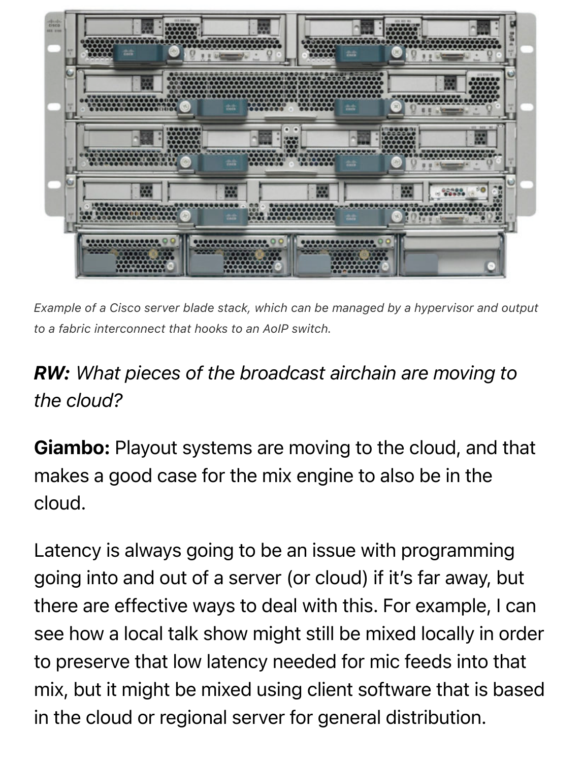*Example of a Cisco server blade stack, which can be managed by a hypervisor and output to a fabric interconnect that hooks to an AoIP switch.*

***RW:*** *What pieces of the broadcast airchain are moving to the cloud?*

**Giambo:** Playout systems are moving to the cloud, and that makes a good case for the mix engine to also be in the cloud.

Latency is always going to be an issue with programming going into and out of a server (or cloud) if it's far away, but there are effective ways to deal with this. For example, I can see how a local talk show might still be mixed locally in order to preserve that low latency needed for mic feeds into that mix, but it might be mixed using client software that is based in the cloud or regional server for general distribution.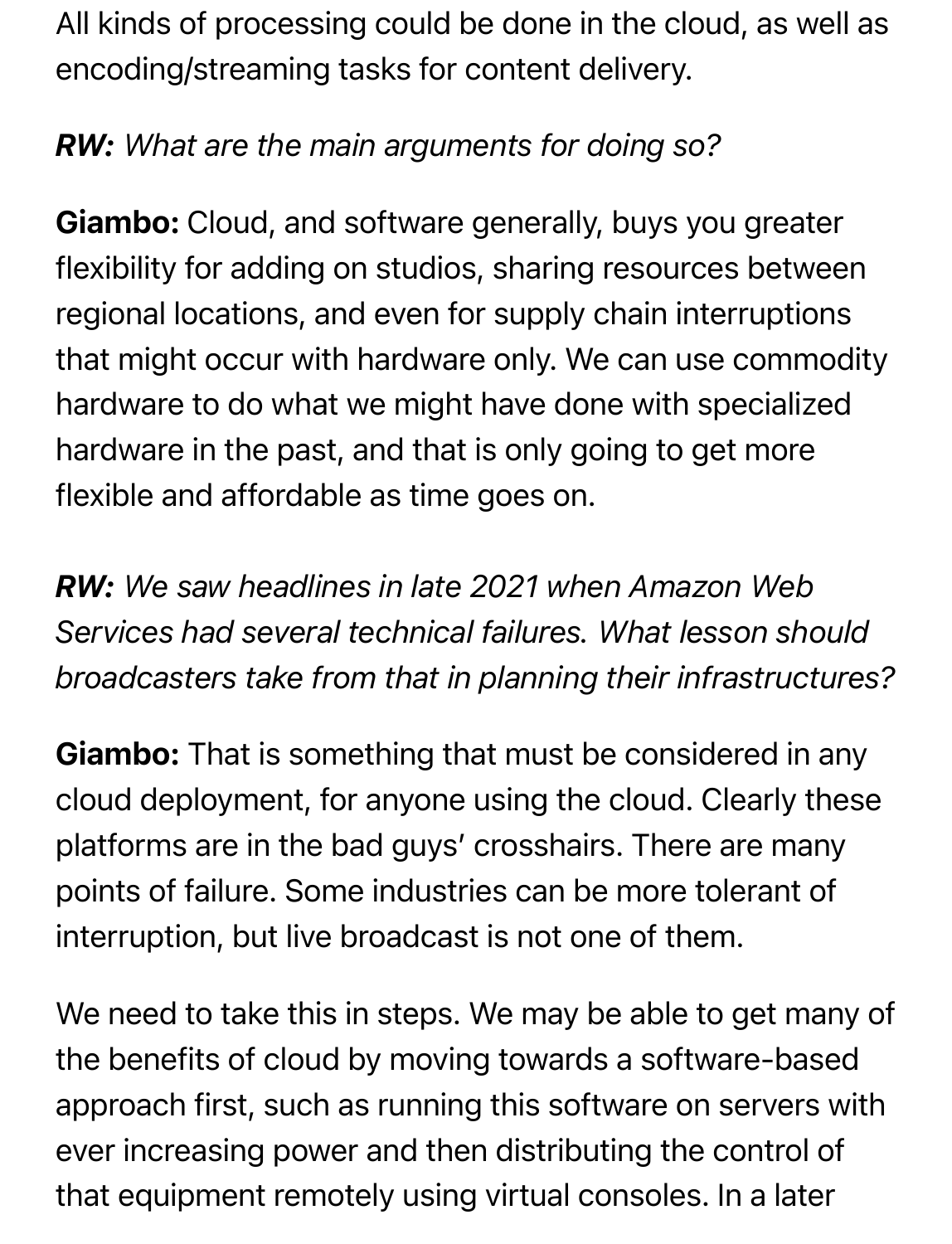All kinds of processing could be done in the cloud, as well as encoding/streaming tasks for content delivery.

***RW:*** *What are the main arguments for doing so?*

**Giambo:** Cloud, and software generally, buys you greater flexibility for adding on studios, sharing resources between regional locations, and even for supply chain interruptions that might occur with hardware only. We can use commodity hardware to do what we might have done with specialized hardware in the past, and that is only going to get more flexible and affordable as time goes on.

***RW:*** *We saw headlines in late 2021 when Amazon Web Services had several technical failures. What lesson should broadcasters take from that in planning their infrastructures?*

**Giambo:** That is something that must be considered in any cloud deployment, for anyone using the cloud. Clearly these platforms are in the bad guys' crosshairs. There are many points of failure. Some industries can be more tolerant of interruption, but live broadcast is not one of them.

We need to take this in steps. We may be able to get many of the benefits of cloud by moving towards a software-based approach first, such as running this software on servers with ever increasing power and then distributing the control of that equipment remotely using virtual consoles. In a later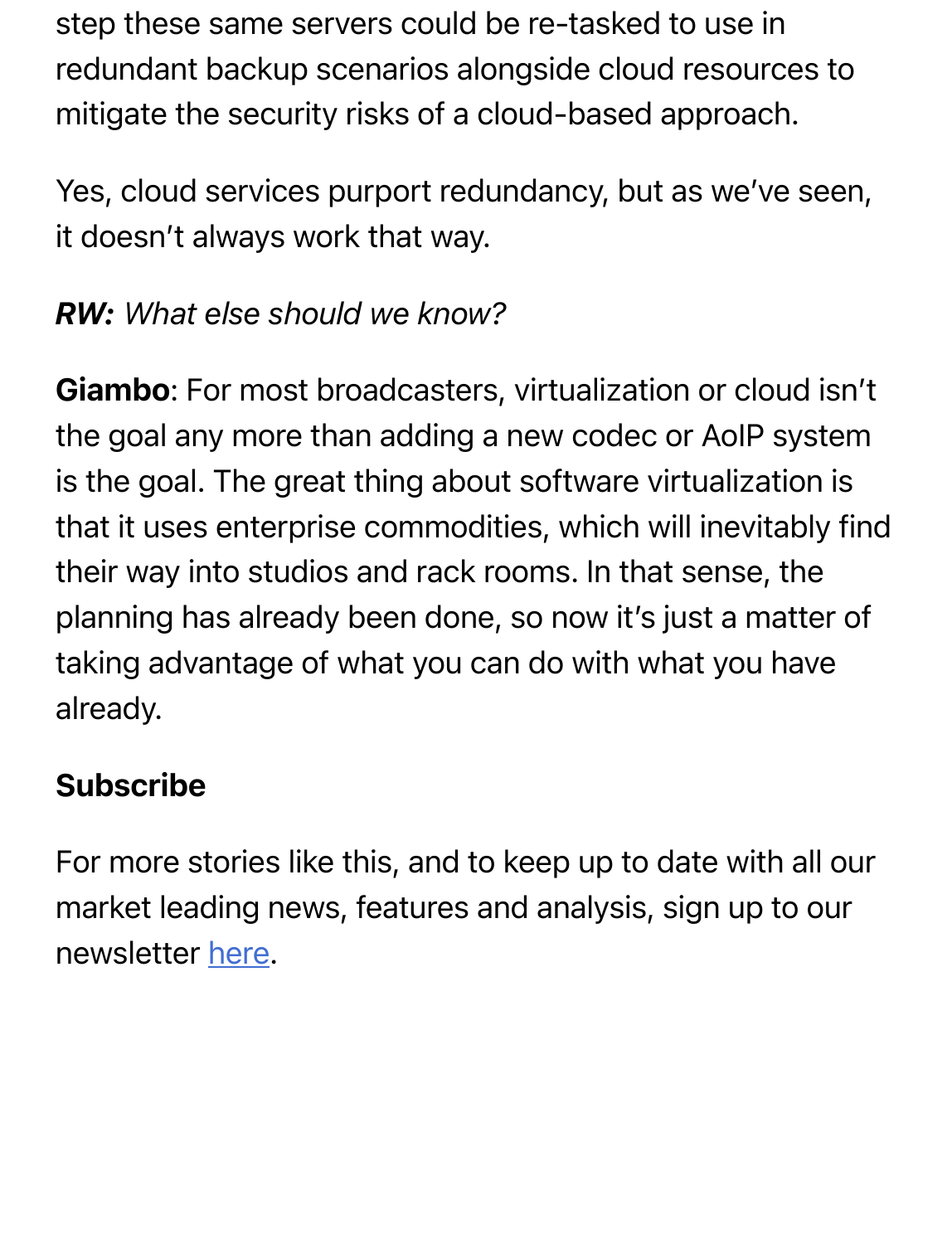step these same servers could be re-tasked to use in redundant backup scenarios alongside cloud resources to mitigate the security risks of a cloud-based approach.

Yes, cloud services purport redundancy, but as we've seen, it doesn't always work that way.

***RW:*** *What else should we know?*

**Giambo**: For most broadcasters, virtualization or cloud isn't the goal any more than adding a new codec or AoIP system is the goal. The great thing about software virtualization is that it uses enterprise commodities, which will inevitably find their way into studios and rack rooms. In that sense, the planning has already been done, so now it's just a matter of taking advantage of what you can do with what you have already.

**Subscribe**

For more stories like this, and to keep up to date with all our market leading news, features and analysis, sign up to our newsletter here.